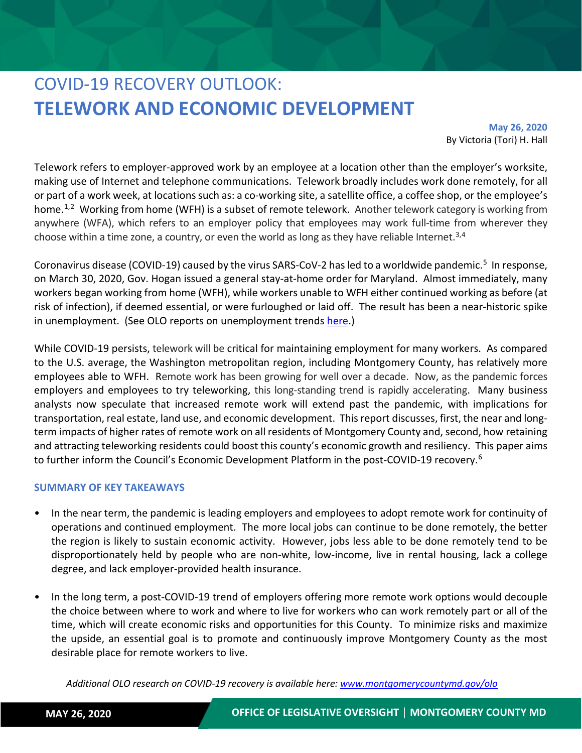# COVID-19 RECOVERY OUTLOOK:
# TELEWORK AND ECONOMIC DEVELOPMENT

**May 26, 2020**
By Victoria (Tori) H. Hall

Telework refers to employer-approved work by an employee at a location other than the employer's worksite, making use of Internet and telephone communications. Telework broadly includes work done remotely, for all or part of a work week, at locations such as: a co-working site, a satellite office, a coffee shop, or the employee's home.[1,2] Working from home (WFH) is a subset of remote telework. Another telework category is working from anywhere (WFA), which refers to an employer policy that employees may work full-time from wherever they choose within a time zone, a country, or even the world as long as they have reliable Internet.[3,4]

Coronavirus disease (COVID-19) caused by the virus SARS-CoV-2 has led to a worldwide pandemic.[5] In response, on March 30, 2020, Gov. Hogan issued a general stay-at-home order for Maryland. Almost immediately, many workers began working from home (WFH), while workers unable to WFH either continued working as before (at risk of infection), if deemed essential, or were furloughed or laid off. The result has been a near-historic spike in unemployment. (See OLO reports on unemployment trends [here](#).)

While COVID-19 persists, telework will be critical for maintaining employment for many workers. As compared to the U.S. average, the Washington metropolitan region, including Montgomery County, has relatively more employees able to WFH. Remote work has been growing for well over a decade. Now, as the pandemic forces employers and employees to try teleworking, this long-standing trend is rapidly accelerating. Many business analysts now speculate that increased remote work will extend past the pandemic, with implications for transportation, real estate, land use, and economic development. This report discusses, first, the near and long-term impacts of higher rates of remote work on all residents of Montgomery County and, second, how retaining and attracting teleworking residents could boost this county's economic growth and resiliency. This paper aims to further inform the Council's Economic Development Platform in the post-COVID-19 recovery.[6]

### SUMMARY OF KEY TAKEAWAYS

- In the near term, the pandemic is leading employers and employees to adopt remote work for continuity of operations and continued employment. The more local jobs can continue to be done remotely, the better the region is likely to sustain economic activity. However, jobs less able to be done remotely tend to be disproportionately held by people who are non-white, low-income, live in rental housing, lack a college degree, and lack employer-provided health insurance.

- In the long term, a post-COVID-19 trend of employers offering more remote work options would decouple the choice between where to work and where to live for workers who can work remotely part or all of the time, which will create economic risks and opportunities for this County. To minimize risks and maximize the upside, an essential goal is to promote and continuously improve Montgomery County as the most desirable place for remote workers to live.

*Additional OLO research on COVID-19 recovery is available here: [www.montgomerycountymd.gov/olo](www.montgomerycountymd.gov/olo)*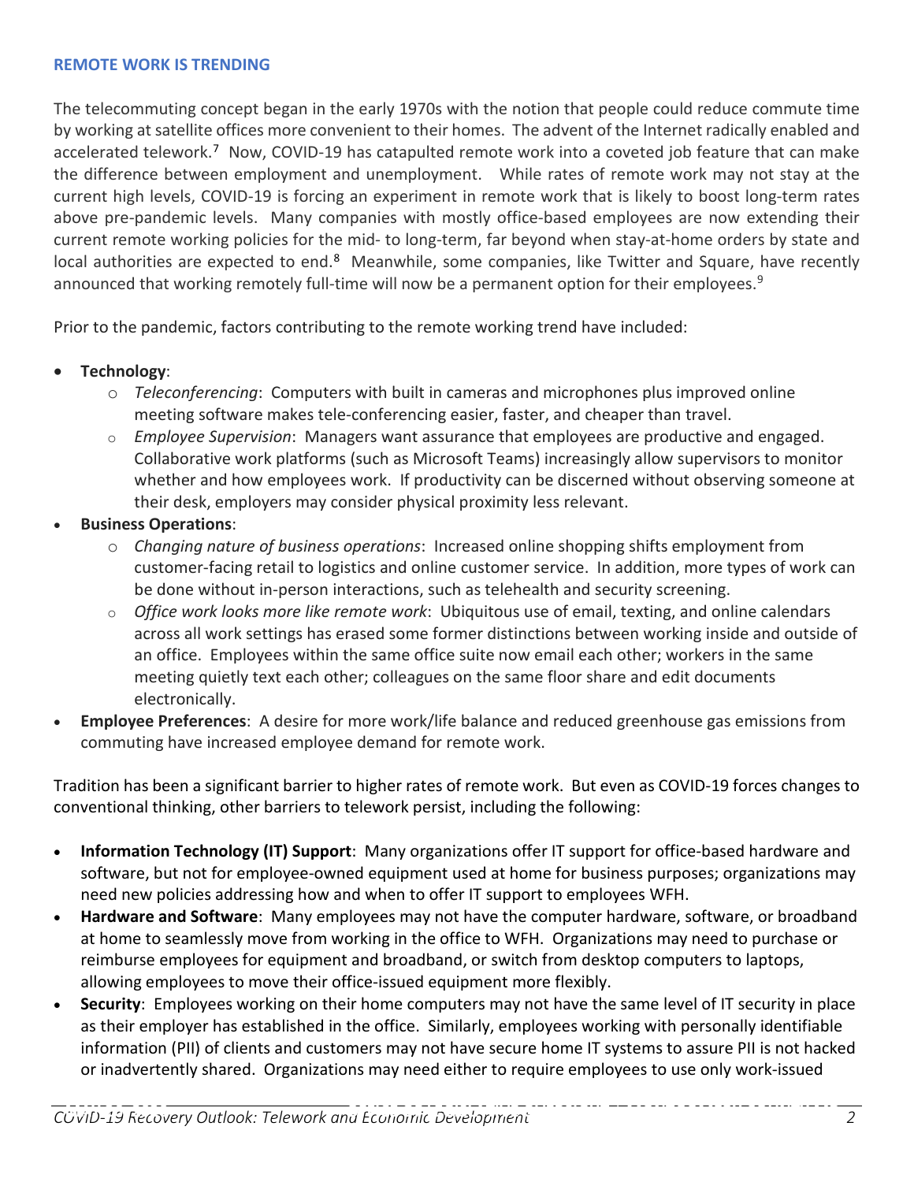## REMOTE WORK IS TRENDING

The telecommuting concept began in the early 1970s with the notion that people could reduce commute time by working at satellite offices more convenient to their homes. The advent of the Internet radically enabled and accelerated telework.[7] Now, COVID-19 has catapulted remote work into a coveted job feature that can make the difference between employment and unemployment. While rates of remote work may not stay at the current high levels, COVID-19 is forcing an experiment in remote work that is likely to boost long-term rates above pre-pandemic levels. Many companies with mostly office-based employees are now extending their current remote working policies for the mid- to long-term, far beyond when stay-at-home orders by state and local authorities are expected to end.[8] Meanwhile, some companies, like Twitter and Square, have recently announced that working remotely full-time will now be a permanent option for their employees.[9]

Prior to the pandemic, factors contributing to the remote working trend have included:

- **Technology**:
  - *Teleconferencing*: Computers with built in cameras and microphones plus improved online meeting software makes tele-conferencing easier, faster, and cheaper than travel.
  - *Employee Supervision*: Managers want assurance that employees are productive and engaged. Collaborative work platforms (such as Microsoft Teams) increasingly allow supervisors to monitor whether and how employees work. If productivity can be discerned without observing someone at their desk, employers may consider physical proximity less relevant.
- **Business Operations**:
  - *Changing nature of business operations*: Increased online shopping shifts employment from customer-facing retail to logistics and online customer service. In addition, more types of work can be done without in-person interactions, such as telehealth and security screening.
  - *Office work looks more like remote work*: Ubiquitous use of email, texting, and online calendars across all work settings has erased some former distinctions between working inside and outside of an office. Employees within the same office suite now email each other; workers in the same meeting quietly text each other; colleagues on the same floor share and edit documents electronically.
- **Employee Preferences**: A desire for more work/life balance and reduced greenhouse gas emissions from commuting have increased employee demand for remote work.

Tradition has been a significant barrier to higher rates of remote work. But even as COVID-19 forces changes to conventional thinking, other barriers to telework persist, including the following:

- **Information Technology (IT) Support**: Many organizations offer IT support for office-based hardware and software, but not for employee-owned equipment used at home for business purposes; organizations may need new policies addressing how and when to offer IT support to employees WFH.
- **Hardware and Software**: Many employees may not have the computer hardware, software, or broadband at home to seamlessly move from working in the office to WFH. Organizations may need to purchase or reimburse employees for equipment and broadband, or switch from desktop computers to laptops, allowing employees to move their office-issued equipment more flexibly.
- **Security**: Employees working on their home computers may not have the same level of IT security in place as their employer has established in the office. Similarly, employees working with personally identifiable information (PII) of clients and customers may not have secure home IT systems to assure PII is not hacked or inadvertently shared. Organizations may need either to require employees to use only work-issued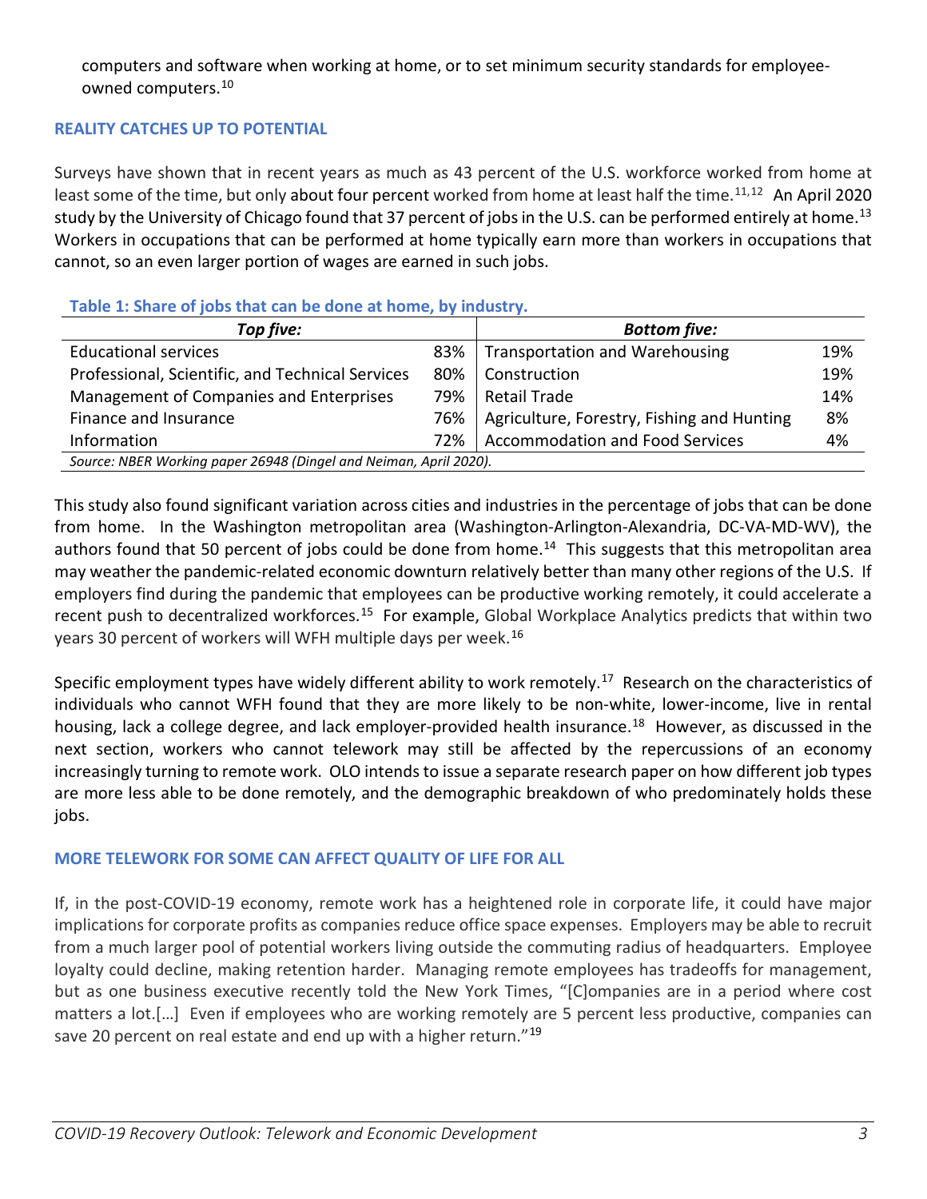computers and software when working at home, or to set minimum security standards for employee-owned computers.[10]

## REALITY CATCHES UP TO POTENTIAL

Surveys have shown that in recent years as much as 43 percent of the U.S. workforce worked from home at least some of the time, but only about four percent worked from home at least half the time.[11,12] An April 2020 study by the University of Chicago found that 37 percent of jobs in the U.S. can be performed entirely at home.[13] Workers in occupations that can be performed at home typically earn more than workers in occupations that cannot, so an even larger portion of wages are earned in such jobs.

**Table 1: Share of jobs that can be done at home, by industry.**

| ***Top five:*** | | ***Bottom five:*** | |
|---|---|---|---|
| Educational services | 83% | Transportation and Warehousing | 19% |
| Professional, Scientific, and Technical Services | 80% | Construction | 19% |
| Management of Companies and Enterprises | 79% | Retail Trade | 14% |
| Finance and Insurance | 76% | Agriculture, Forestry, Fishing and Hunting | 8% |
| Information | 72% | Accommodation and Food Services | 4% |

*Source: NBER Working paper 26948 (Dingel and Neiman, April 2020).*

This study also found significant variation across cities and industries in the percentage of jobs that can be done from home. In the Washington metropolitan area (Washington-Arlington-Alexandria, DC-VA-MD-WV), the authors found that 50 percent of jobs could be done from home.[14] This suggests that this metropolitan area may weather the pandemic-related economic downturn relatively better than many other regions of the U.S. If employers find during the pandemic that employees can be productive working remotely, it could accelerate a recent push to decentralized workforces.[15] For example, Global Workplace Analytics predicts that within two years 30 percent of workers will WFH multiple days per week.[16]

Specific employment types have widely different ability to work remotely.[17] Research on the characteristics of individuals who cannot WFH found that they are more likely to be non-white, lower-income, live in rental housing, lack a college degree, and lack employer-provided health insurance.[18] However, as discussed in the next section, workers who cannot telework may still be affected by the repercussions of an economy increasingly turning to remote work. OLO intends to issue a separate research paper on how different job types are more less able to be done remotely, and the demographic breakdown of who predominately holds these jobs.

## MORE TELEWORK FOR SOME CAN AFFECT QUALITY OF LIFE FOR ALL

If, in the post-COVID-19 economy, remote work has a heightened role in corporate life, it could have major implications for corporate profits as companies reduce office space expenses. Employers may be able to recruit from a much larger pool of potential workers living outside the commuting radius of headquarters. Employee loyalty could decline, making retention harder. Managing remote employees has tradeoffs for management, but as one business executive recently told the New York Times, "[C]ompanies are in a period where cost matters a lot.[…] Even if employees who are working remotely are 5 percent less productive, companies can save 20 percent on real estate and end up with a higher return."[19]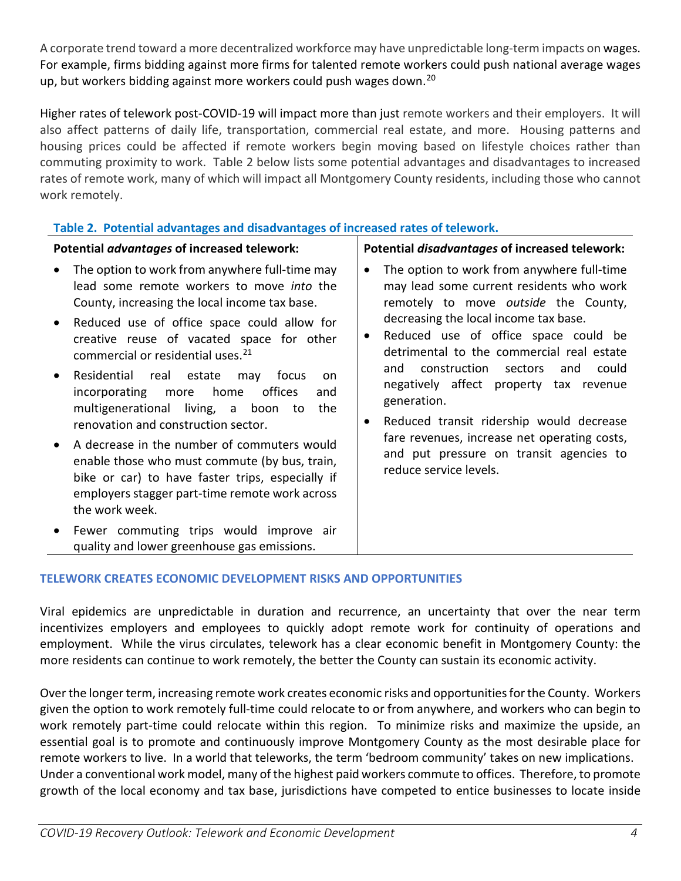A corporate trend toward a more decentralized workforce may have unpredictable long-term impacts on wages. For example, firms bidding against more firms for talented remote workers could push national average wages up, but workers bidding against more workers could push wages down.[20]

Higher rates of telework post-COVID-19 will impact more than just remote workers and their employers. It will also affect patterns of daily life, transportation, commercial real estate, and more. Housing patterns and housing prices could be affected if remote workers begin moving based on lifestyle choices rather than commuting proximity to work. Table 2 below lists some potential advantages and disadvantages to increased rates of remote work, many of which will impact all Montgomery County residents, including those who cannot work remotely.

**Table 2. Potential advantages and disadvantages of increased rates of telework.**

| Potential *advantages* of increased telework: | Potential *disadvantages* of increased telework: |
|---|---|
| • The option to work from anywhere full-time may lead some remote workers to move *into* the County, increasing the local income tax base.<br>• Reduced use of office space could allow for creative reuse of vacated space for other commercial or residential uses.[21]<br>• Residential real estate may focus on incorporating more home offices and multigenerational living, a boon to the renovation and construction sector.<br>• A decrease in the number of commuters would enable those who must commute (by bus, train, bike or car) to have faster trips, especially if employers stagger part-time remote work across the work week.<br>• Fewer commuting trips would improve air quality and lower greenhouse gas emissions. | • The option to work from anywhere full-time may lead some current residents who work remotely to move *outside* the County, decreasing the local income tax base.<br>• Reduced use of office space could be detrimental to the commercial real estate and construction sectors and could negatively affect property tax revenue generation.<br>• Reduced transit ridership would decrease fare revenues, increase net operating costs, and put pressure on transit agencies to reduce service levels. |

## TELEWORK CREATES ECONOMIC DEVELOPMENT RISKS AND OPPORTUNITIES

Viral epidemics are unpredictable in duration and recurrence, an uncertainty that over the near term incentivizes employers and employees to quickly adopt remote work for continuity of operations and employment. While the virus circulates, telework has a clear economic benefit in Montgomery County: the more residents can continue to work remotely, the better the County can sustain its economic activity.

Over the longer term, increasing remote work creates economic risks and opportunities for the County. Workers given the option to work remotely full-time could relocate to or from anywhere, and workers who can begin to work remotely part-time could relocate within this region. To minimize risks and maximize the upside, an essential goal is to promote and continuously improve Montgomery County as the most desirable place for remote workers to live. In a world that teleworks, the term 'bedroom community' takes on new implications. Under a conventional work model, many of the highest paid workers commute to offices. Therefore, to promote growth of the local economy and tax base, jurisdictions have competed to entice businesses to locate inside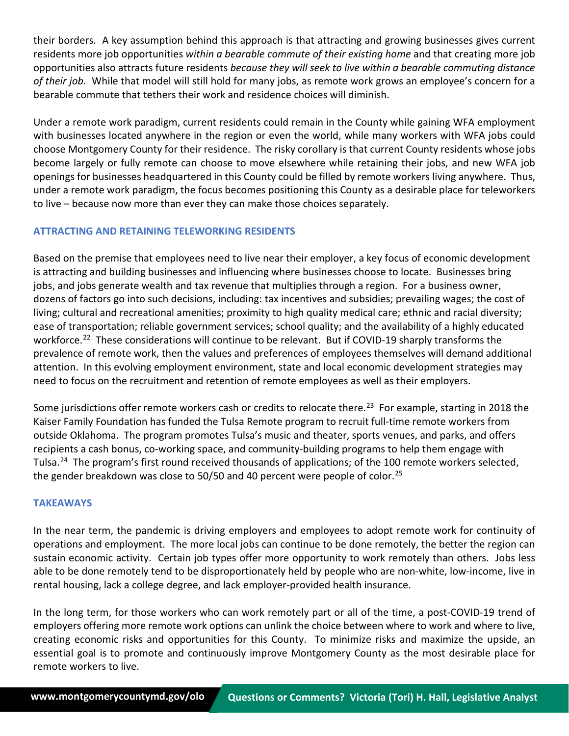their borders. A key assumption behind this approach is that attracting and growing businesses gives current residents more job opportunities *within a bearable commute of their existing home* and that creating more job opportunities also attracts future residents *because they will seek to live within a bearable commuting distance of their job*. While that model will still hold for many jobs, as remote work grows an employee's concern for a bearable commute that tethers their work and residence choices will diminish.

Under a remote work paradigm, current residents could remain in the County while gaining WFA employment with businesses located anywhere in the region or even the world, while many workers with WFA jobs could choose Montgomery County for their residence. The risky corollary is that current County residents whose jobs become largely or fully remote can choose to move elsewhere while retaining their jobs, and new WFA job openings for businesses headquartered in this County could be filled by remote workers living anywhere. Thus, under a remote work paradigm, the focus becomes positioning this County as a desirable place for teleworkers to live – because now more than ever they can make those choices separately.

### ATTRACTING AND RETAINING TELEWORKING RESIDENTS

Based on the premise that employees need to live near their employer, a key focus of economic development is attracting and building businesses and influencing where businesses choose to locate. Businesses bring jobs, and jobs generate wealth and tax revenue that multiplies through a region. For a business owner, dozens of factors go into such decisions, including: tax incentives and subsidies; prevailing wages; the cost of living; cultural and recreational amenities; proximity to high quality medical care; ethnic and racial diversity; ease of transportation; reliable government services; school quality; and the availability of a highly educated workforce.[22] These considerations will continue to be relevant. But if COVID-19 sharply transforms the prevalence of remote work, then the values and preferences of employees themselves will demand additional attention. In this evolving employment environment, state and local economic development strategies may need to focus on the recruitment and retention of remote employees as well as their employers.

Some jurisdictions offer remote workers cash or credits to relocate there.[23] For example, starting in 2018 the Kaiser Family Foundation has funded the Tulsa Remote program to recruit full-time remote workers from outside Oklahoma. The program promotes Tulsa's music and theater, sports venues, and parks, and offers recipients a cash bonus, co-working space, and community-building programs to help them engage with Tulsa.[24] The program's first round received thousands of applications; of the 100 remote workers selected, the gender breakdown was close to 50/50 and 40 percent were people of color.[25]

### TAKEAWAYS

In the near term, the pandemic is driving employers and employees to adopt remote work for continuity of operations and employment. The more local jobs can continue to be done remotely, the better the region can sustain economic activity. Certain job types offer more opportunity to work remotely than others. Jobs less able to be done remotely tend to be disproportionately held by people who are non-white, low-income, live in rental housing, lack a college degree, and lack employer-provided health insurance.

In the long term, for those workers who can work remotely part or all of the time, a post-COVID-19 trend of employers offering more remote work options can unlink the choice between where to work and where to live, creating economic risks and opportunities for this County. To minimize risks and maximize the upside, an essential goal is to promote and continuously improve Montgomery County as the most desirable place for remote workers to live.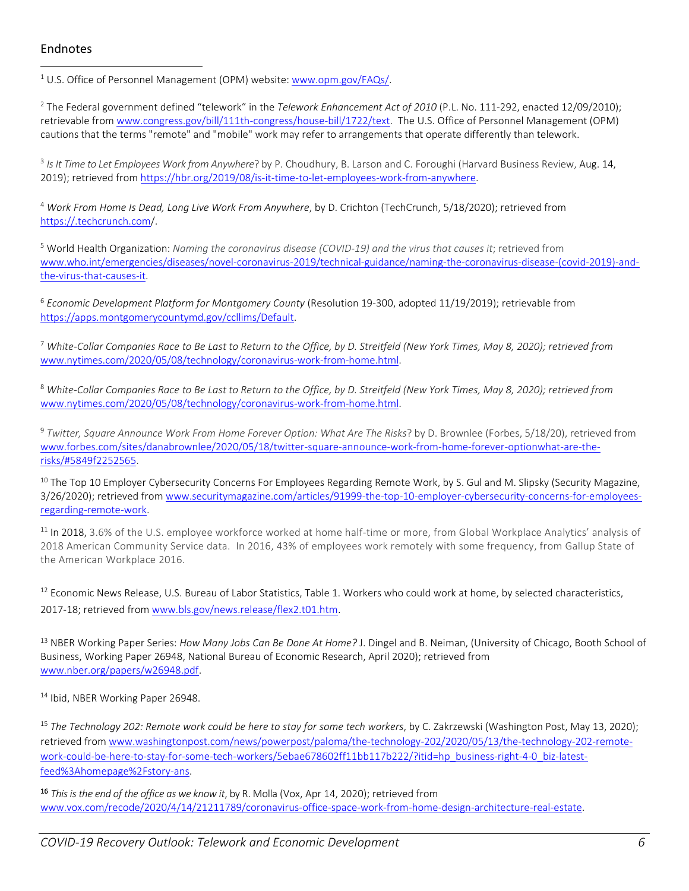## Endnotes

[1] U.S. Office of Personnel Management (OPM) website: www.opm.gov/FAQs/.

[2] The Federal government defined "telework" in the *Telework Enhancement Act of 2010* (P.L. No. 111-292, enacted 12/09/2010); retrievable from www.congress.gov/bill/111th-congress/house-bill/1722/text. The U.S. Office of Personnel Management (OPM) cautions that the terms "remote" and "mobile" work may refer to arrangements that operate differently than telework.

[3] *Is It Time to Let Employees Work from Anywhere*? by P. Choudhury, B. Larson and C. Foroughi (Harvard Business Review, Aug. 14, 2019); retrieved from https://hbr.org/2019/08/is-it-time-to-let-employees-work-from-anywhere.

[4] *Work From Home Is Dead, Long Live Work From Anywhere*, by D. Crichton (TechCrunch, 5/18/2020); retrieved from https://.techcrunch.com/.

[5] World Health Organization: *Naming the coronavirus disease (COVID-19) and the virus that causes it*; retrieved from www.who.int/emergencies/diseases/novel-coronavirus-2019/technical-guidance/naming-the-coronavirus-disease-(covid-2019)-and-the-virus-that-causes-it.

[6] *Economic Development Platform for Montgomery County* (Resolution 19-300, adopted 11/19/2019); retrievable from https://apps.montgomerycountymd.gov/ccllims/Default.

[7] *White-Collar Companies Race to Be Last to Return to the Office, by D. Streitfeld (New York Times, May 8, 2020); retrieved from* www.nytimes.com/2020/05/08/technology/coronavirus-work-from-home.html.

[8] *White-Collar Companies Race to Be Last to Return to the Office, by D. Streitfeld (New York Times, May 8, 2020); retrieved from* www.nytimes.com/2020/05/08/technology/coronavirus-work-from-home.html.

[9] *Twitter, Square Announce Work From Home Forever Option: What Are The Risks*? by D. Brownlee (Forbes, 5/18/20), retrieved from www.forbes.com/sites/danabrownlee/2020/05/18/twitter-square-announce-work-from-home-forever-optionwhat-are-the-risks/#5849f2252565.

[10] The Top 10 Employer Cybersecurity Concerns For Employees Regarding Remote Work, by S. Gul and M. Slipsky (Security Magazine, 3/26/2020); retrieved from www.securitymagazine.com/articles/91999-the-top-10-employer-cybersecurity-concerns-for-employees-regarding-remote-work.

[11] In 2018, 3.6% of the U.S. employee workforce worked at home half-time or more, from Global Workplace Analytics' analysis of 2018 American Community Service data. In 2016, 43% of employees work remotely with some frequency, from Gallup State of the American Workplace 2016.

[12] Economic News Release, U.S. Bureau of Labor Statistics, Table 1. Workers who could work at home, by selected characteristics, 2017-18; retrieved from www.bls.gov/news.release/flex2.t01.htm.

[13] NBER Working Paper Series: *How Many Jobs Can Be Done At Home?* J. Dingel and B. Neiman, (University of Chicago, Booth School of Business, Working Paper 26948, National Bureau of Economic Research, April 2020); retrieved from www.nber.org/papers/w26948.pdf.

[14] Ibid, NBER Working Paper 26948.

[15] *The Technology 202: Remote work could be here to stay for some tech workers*, by C. Zakrzewski (Washington Post, May 13, 2020); retrieved from www.washingtonpost.com/news/powerpost/paloma/the-technology-202/2020/05/13/the-technology-202-remote-work-could-be-here-to-stay-for-some-tech-workers/5ebae678602ff11bb117b222/?itid=hp_business-right-4-0_biz-latest-feed%3Ahomepage%2Fstory-ans.

[16] *This is the end of the office as we know it*, by R. Molla (Vox, Apr 14, 2020); retrieved from www.vox.com/recode/2020/4/14/21211789/coronavirus-office-space-work-from-home-design-architecture-real-estate.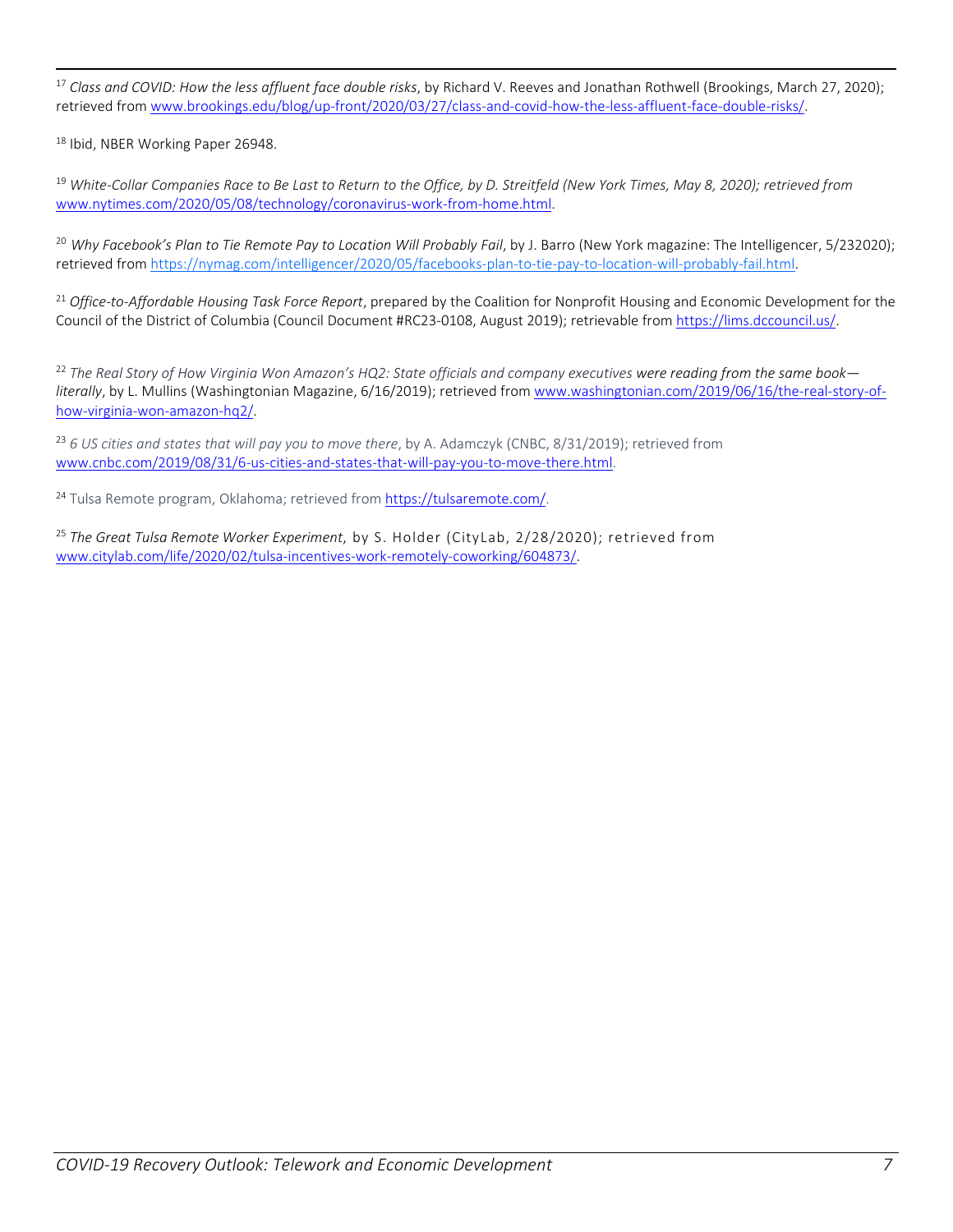[17] *Class and COVID: How the less affluent face double risks*, by Richard V. Reeves and Jonathan Rothwell (Brookings, March 27, 2020); retrieved from www.brookings.edu/blog/up-front/2020/03/27/class-and-covid-how-the-less-affluent-face-double-risks/.

[18] Ibid, NBER Working Paper 26948.

[19] *White-Collar Companies Race to Be Last to Return to the Office, by D. Streitfeld (New York Times, May 8, 2020); retrieved from* www.nytimes.com/2020/05/08/technology/coronavirus-work-from-home.html.

[20] *Why Facebook's Plan to Tie Remote Pay to Location Will Probably Fail*, by J. Barro (New York magazine: The Intelligencer, 5/232020); retrieved from https://nymag.com/intelligencer/2020/05/facebooks-plan-to-tie-pay-to-location-will-probably-fail.html.

[21] *Office-to-Affordable Housing Task Force Report*, prepared by the Coalition for Nonprofit Housing and Economic Development for the Council of the District of Columbia (Council Document #RC23-0108, August 2019); retrievable from https://lims.dccouncil.us/.

[22] *The Real Story of How Virginia Won Amazon's HQ2: State officials and company executives were reading from the same book—literally*, by L. Mullins (Washingtonian Magazine, 6/16/2019); retrieved from www.washingtonian.com/2019/06/16/the-real-story-of-how-virginia-won-amazon-hq2/.

[23] *6 US cities and states that will pay you to move there*, by A. Adamczyk (CNBC, 8/31/2019); retrieved from www.cnbc.com/2019/08/31/6-us-cities-and-states-that-will-pay-you-to-move-there.html.

[24] Tulsa Remote program, Oklahoma; retrieved from https://tulsaremote.com/.

[25] *The Great Tulsa Remote Worker Experiment*, by S. Holder (CityLab, 2/28/2020); retrieved from www.citylab.com/life/2020/02/tulsa-incentives-work-remotely-coworking/604873/.